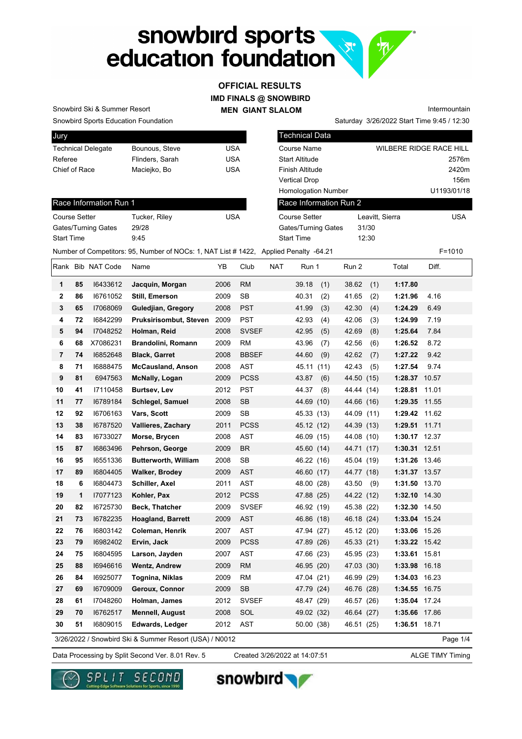# snowbird sports education foundation

## OFFICIAL RESULTS

### IMD FINALS @ SNOWBIRD

### MEN GIANT SLALOM

Snowbird Ski & Summer Resort
Snowbird Sports Education Foundation

Intermountain
Saturday 3/26/2022 Start Time 9:45 / 12:30

| Jury | | |
|---|---|---|
| Technical Delegate | Bounous, Steve | USA |
| Referee | Flinders, Sarah | USA |
| Chief of Race | Maciejko, Bo | USA |

| Technical Data | |
|---|---|
| Course Name | WILBERE RIDGE RACE HILL |
| Start Altitude | 2576m |
| Finish Altitude | 2420m |
| Vertical Drop | 156m |
| Homologation Number | U1193/01/18 |

| Race Information Run 1 | | |
|---|---|---|
| Course Setter | Tucker, Riley | USA |
| Gates/Turning Gates | 29/28 | |
| Start Time | 9:45 | |

| Race Information Run 2 | | |
|---|---|---|
| Course Setter | Leavitt, Sierra | USA |
| Gates/Turning Gates | 31/30 | |
| Start Time | 12:30 | |

Number of Competitors: 95, Number of NOCs: 1, NAT List # 1422, Applied Penalty -64.21 F=1010

| Rank | Bib | NAT Code | Name | YB | Club | NAT | Run 1 | Run 2 | Total | Diff. |
|---|---|---|---|---|---|---|---|---|---|---|
| 1 | 85 | I6433612 | **Jacquin, Morgan** | 2006 | RM | | 39.18 (1) | 38.62 (1) | **1:17.80** | |
| 2 | 86 | I6761052 | **Still, Emerson** | 2009 | SB | | 40.31 (2) | 41.65 (2) | **1:21.96** | 4.16 |
| 3 | 65 | I7068069 | **Guledjian, Gregory** | 2008 | PST | | 41.99 (3) | 42.30 (4) | **1:24.29** | 6.49 |
| 4 | 72 | I6842299 | **Pruksirisombut, Steven** | 2009 | PST | | 42.93 (4) | 42.06 (3) | **1:24.99** | 7.19 |
| 5 | 94 | I7048252 | **Holman, Reid** | 2008 | SVSEF | | 42.95 (5) | 42.69 (8) | **1:25.64** | 7.84 |
| 6 | 68 | X7086231 | **Brandolini, Romann** | 2009 | RM | | 43.96 (7) | 42.56 (6) | **1:26.52** | 8.72 |
| 7 | 74 | I6852648 | **Black, Garret** | 2008 | BBSEF | | 44.60 (9) | 42.62 (7) | **1:27.22** | 9.42 |
| 8 | 71 | I6888475 | **McCausland, Anson** | 2008 | AST | | 45.11 (11) | 42.43 (5) | **1:27.54** | 9.74 |
| 9 | 81 | 6947563 | **McNally, Logan** | 2009 | PCSS | | 43.87 (6) | 44.50 (15) | **1:28.37** | 10.57 |
| 10 | 41 | I7110458 | **Burtsev, Lev** | 2012 | PST | | 44.37 (8) | 44.44 (14) | **1:28.81** | 11.01 |
| 11 | 77 | I6789184 | **Schlegel, Samuel** | 2008 | SB | | 44.69 (10) | 44.66 (16) | **1:29.35** | 11.55 |
| 12 | 92 | I6706163 | **Vars, Scott** | 2009 | SB | | 45.33 (13) | 44.09 (11) | **1:29.42** | 11.62 |
| 13 | 38 | I6787520 | **Vallieres, Zachary** | 2011 | PCSS | | 45.12 (12) | 44.39 (13) | **1:29.51** | 11.71 |
| 14 | 83 | I6733027 | **Morse, Brycen** | 2008 | AST | | 46.09 (15) | 44.08 (10) | **1:30.17** | 12.37 |
| 15 | 87 | I6863496 | **Pehrson, George** | 2009 | BR | | 45.60 (14) | 44.71 (17) | **1:30.31** | 12.51 |
| 16 | 95 | I6551336 | **Butterworth, William** | 2008 | SB | | 46.22 (16) | 45.04 (19) | **1:31.26** | 13.46 |
| 17 | 89 | I6804405 | **Walker, Brodey** | 2009 | AST | | 46.60 (17) | 44.77 (18) | **1:31.37** | 13.57 |
| 18 | 6 | I6804473 | **Schiller, Axel** | 2011 | AST | | 48.00 (28) | 43.50 (9) | **1:31.50** | 13.70 |
| 19 | 1 | I7077123 | **Kohler, Pax** | 2012 | PCSS | | 47.88 (25) | 44.22 (12) | **1:32.10** | 14.30 |
| 20 | 82 | I6725730 | **Beck, Thatcher** | 2009 | SVSEF | | 46.92 (19) | 45.38 (22) | **1:32.30** | 14.50 |
| 21 | 73 | I6782235 | **Hoagland, Barrett** | 2009 | AST | | 46.86 (18) | 46.18 (24) | **1:33.04** | 15.24 |
| 22 | 76 | I6803142 | **Coleman, Henrik** | 2007 | AST | | 47.94 (27) | 45.12 (20) | **1:33.06** | 15.26 |
| 23 | 79 | I6982402 | **Ervin, Jack** | 2009 | PCSS | | 47.89 (26) | 45.33 (21) | **1:33.22** | 15.42 |
| 24 | 75 | I6804595 | **Larson, Jayden** | 2007 | AST | | 47.66 (23) | 45.95 (23) | **1:33.61** | 15.81 |
| 25 | 88 | I6946616 | **Wentz, Andrew** | 2009 | RM | | 46.95 (20) | 47.03 (30) | **1:33.98** | 16.18 |
| 26 | 84 | I6925077 | **Tognina, Niklas** | 2009 | RM | | 47.04 (21) | 46.99 (29) | **1:34.03** | 16.23 |
| 27 | 69 | I6709009 | **Geroux, Connor** | 2009 | SB | | 47.79 (24) | 46.76 (28) | **1:34.55** | 16.75 |
| 28 | 61 | I7048260 | **Holman, James** | 2012 | SVSEF | | 48.47 (29) | 46.57 (26) | **1:35.04** | 17.24 |
| 29 | 70 | I6762517 | **Mennell, August** | 2008 | SOL | | 49.02 (32) | 46.64 (27) | **1:35.66** | 17.86 |
| 30 | 51 | I6809015 | **Edwards, Ledger** | 2012 | AST | | 50.00 (38) | 46.51 (25) | **1:36.51** | 18.71 |

3/26/2022 / Snowbird Ski & Summer Resort (USA) / N0012

Data Processing by Split Second Ver. 8.01 Rev. 5 Created 3/26/2022 at 14:07:51 ALGE TIMY Timing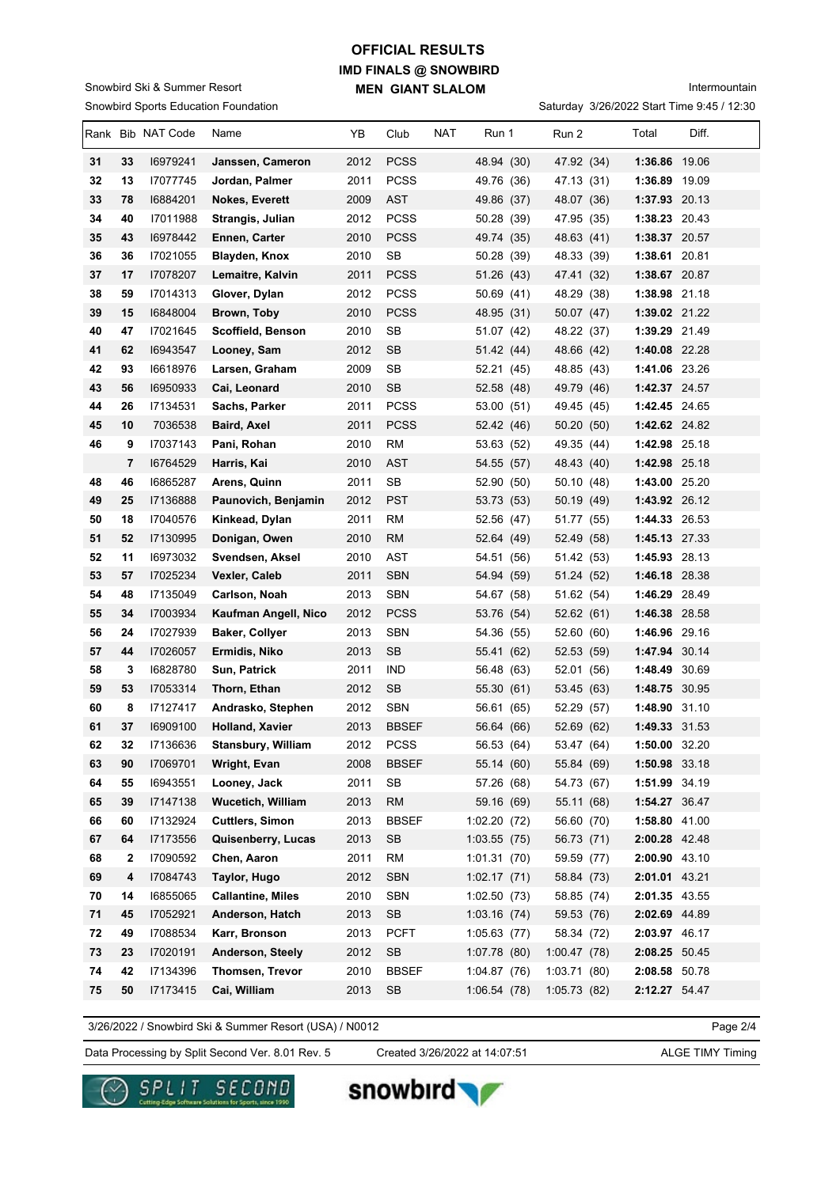# OFFICIAL RESULTS

## IMD FINALS @ SNOWBIRD

## MEN GIANT SLALOM

Snowbird Ski & Summer Resort
Snowbird Sports Education Foundation

Intermountain
Saturday 3/26/2022 Start Time 9:45 / 12:30

| Rank | Bib | NAT Code | Name | YB | Club | NAT | Run 1 | Run 2 | Total | Diff. |
|---|---|---|---|---|---|---|---|---|---|---|
| 31 | 33 | I6979241 | **Janssen, Cameron** | 2012 | PCSS | | 48.94 (30) | 47.92 (34) | **1:36.86** | 19.06 |
| 32 | 13 | I7077745 | **Jordan, Palmer** | 2011 | PCSS | | 49.76 (36) | 47.13 (31) | **1:36.89** | 19.09 |
| 33 | 78 | I6884201 | **Nokes, Everett** | 2009 | AST | | 49.86 (37) | 48.07 (36) | **1:37.93** | 20.13 |
| 34 | 40 | I7011988 | **Strangis, Julian** | 2012 | PCSS | | 50.28 (39) | 47.95 (35) | **1:38.23** | 20.43 |
| 35 | 43 | I6978442 | **Ennen, Carter** | 2010 | PCSS | | 49.74 (35) | 48.63 (41) | **1:38.37** | 20.57 |
| 36 | 36 | I7021055 | **Blayden, Knox** | 2010 | SB | | 50.28 (39) | 48.33 (39) | **1:38.61** | 20.81 |
| 37 | 17 | I7078207 | **Lemaitre, Kalvin** | 2011 | PCSS | | 51.26 (43) | 47.41 (32) | **1:38.67** | 20.87 |
| 38 | 59 | I7014313 | **Glover, Dylan** | 2012 | PCSS | | 50.69 (41) | 48.29 (38) | **1:38.98** | 21.18 |
| 39 | 15 | I6848004 | **Brown, Toby** | 2010 | PCSS | | 48.95 (31) | 50.07 (47) | **1:39.02** | 21.22 |
| 40 | 47 | I7021645 | **Scoffield, Benson** | 2010 | SB | | 51.07 (42) | 48.22 (37) | **1:39.29** | 21.49 |
| 41 | 62 | I6943547 | **Looney, Sam** | 2012 | SB | | 51.42 (44) | 48.66 (42) | **1:40.08** | 22.28 |
| 42 | 93 | I6618976 | **Larsen, Graham** | 2009 | SB | | 52.21 (45) | 48.85 (43) | **1:41.06** | 23.26 |
| 43 | 56 | I6950933 | **Cai, Leonard** | 2010 | SB | | 52.58 (48) | 49.79 (46) | **1:42.37** | 24.57 |
| 44 | 26 | I7134531 | **Sachs, Parker** | 2011 | PCSS | | 53.00 (51) | 49.45 (45) | **1:42.45** | 24.65 |
| 45 | 10 | 7036538 | **Baird, Axel** | 2011 | PCSS | | 52.42 (46) | 50.20 (50) | **1:42.62** | 24.82 |
| 46 | 9 | I7037143 | **Pani, Rohan** | 2010 | RM | | 53.63 (52) | 49.35 (44) | **1:42.98** | 25.18 |
| | 7 | I6764529 | **Harris, Kai** | 2010 | AST | | 54.55 (57) | 48.43 (40) | **1:42.98** | 25.18 |
| 48 | 46 | I6865287 | **Arens, Quinn** | 2011 | SB | | 52.90 (50) | 50.10 (48) | **1:43.00** | 25.20 |
| 49 | 25 | I7136888 | **Paunovich, Benjamin** | 2012 | PST | | 53.73 (53) | 50.19 (49) | **1:43.92** | 26.12 |
| 50 | 18 | I7040576 | **Kinkead, Dylan** | 2011 | RM | | 52.56 (47) | 51.77 (55) | **1:44.33** | 26.53 |
| 51 | 52 | I7130995 | **Donigan, Owen** | 2010 | RM | | 52.64 (49) | 52.49 (58) | **1:45.13** | 27.33 |
| 52 | 11 | I6973032 | **Svendsen, Aksel** | 2010 | AST | | 54.51 (56) | 51.42 (53) | **1:45.93** | 28.13 |
| 53 | 57 | I7025234 | **Vexler, Caleb** | 2011 | SBN | | 54.94 (59) | 51.24 (52) | **1:46.18** | 28.38 |
| 54 | 48 | I7135049 | **Carlson, Noah** | 2013 | SBN | | 54.67 (58) | 51.62 (54) | **1:46.29** | 28.49 |
| 55 | 34 | I7003934 | **Kaufman Angell, Nico** | 2012 | PCSS | | 53.76 (54) | 52.62 (61) | **1:46.38** | 28.58 |
| 56 | 24 | I7027939 | **Baker, Collyer** | 2013 | SBN | | 54.36 (55) | 52.60 (60) | **1:46.96** | 29.16 |
| 57 | 44 | I7026057 | **Ermidis, Niko** | 2013 | SB | | 55.41 (62) | 52.53 (59) | **1:47.94** | 30.14 |
| 58 | 3 | I6828780 | **Sun, Patrick** | 2011 | IND | | 56.48 (63) | 52.01 (56) | **1:48.49** | 30.69 |
| 59 | 53 | I7053314 | **Thorn, Ethan** | 2012 | SB | | 55.30 (61) | 53.45 (63) | **1:48.75** | 30.95 |
| 60 | 8 | I7127417 | **Andrasko, Stephen** | 2012 | SBN | | 56.61 (65) | 52.29 (57) | **1:48.90** | 31.10 |
| 61 | 37 | I6909100 | **Holland, Xavier** | 2013 | BBSEF | | 56.64 (66) | 52.69 (62) | **1:49.33** | 31.53 |
| 62 | 32 | I7136636 | **Stansbury, William** | 2012 | PCSS | | 56.53 (64) | 53.47 (64) | **1:50.00** | 32.20 |
| 63 | 90 | I7069701 | **Wright, Evan** | 2008 | BBSEF | | 55.14 (60) | 55.84 (69) | **1:50.98** | 33.18 |
| 64 | 55 | I6943551 | **Looney, Jack** | 2011 | SB | | 57.26 (68) | 54.73 (67) | **1:51.99** | 34.19 |
| 65 | 39 | I7147138 | **Wucetich, William** | 2013 | RM | | 59.16 (69) | 55.11 (68) | **1:54.27** | 36.47 |
| 66 | 60 | I7132924 | **Cuttlers, Simon** | 2013 | BBSEF | | 1:02.20 (72) | 56.60 (70) | **1:58.80** | 41.00 |
| 67 | 64 | I7173556 | **Quisenberry, Lucas** | 2013 | SB | | 1:03.55 (75) | 56.73 (71) | **2:00.28** | 42.48 |
| 68 | 2 | I7090592 | **Chen, Aaron** | 2011 | RM | | 1:01.31 (70) | 59.59 (77) | **2:00.90** | 43.10 |
| 69 | 4 | I7084743 | **Taylor, Hugo** | 2012 | SBN | | 1:02.17 (71) | 58.84 (73) | **2:01.01** | 43.21 |
| 70 | 14 | I6855065 | **Callantine, Miles** | 2010 | SBN | | 1:02.50 (73) | 58.85 (74) | **2:01.35** | 43.55 |
| 71 | 45 | I7052921 | **Anderson, Hatch** | 2013 | SB | | 1:03.16 (74) | 59.53 (76) | **2:02.69** | 44.89 |
| 72 | 49 | I7088534 | **Karr, Bronson** | 2013 | PCFT | | 1:05.63 (77) | 58.34 (72) | **2:03.97** | 46.17 |
| 73 | 23 | I7020191 | **Anderson, Steely** | 2012 | SB | | 1:07.78 (80) | 1:00.47 (78) | **2:08.25** | 50.45 |
| 74 | 42 | I7134396 | **Thomsen, Trevor** | 2010 | BBSEF | | 1:04.87 (76) | 1:03.71 (80) | **2:08.58** | 50.78 |
| 75 | 50 | I7173415 | **Cai, William** | 2013 | SB | | 1:06.54 (78) | 1:05.73 (82) | **2:12.27** | 54.47 |

3/26/2022 / Snowbird Ski & Summer Resort (USA) / N0012

Data Processing by Split Second Ver. 8.01 Rev. 5 — Created 3/26/2022 at 14:07:51 — ALGE TIMY Timing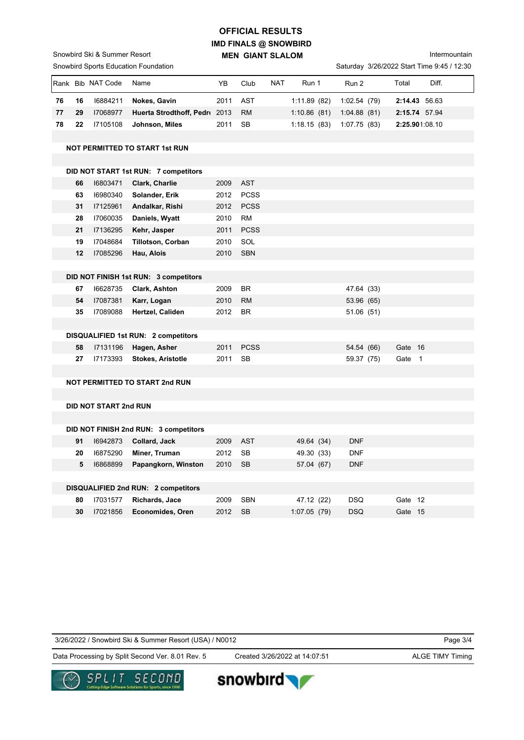# OFFICIAL RESULTS
## IMD FINALS @ SNOWBIRD
### MEN GIANT SLALOM

Snowbird Ski & Summer Resort
Snowbird Sports Education Foundation

Intermountain
Saturday 3/26/2022 Start Time 9:45 / 12:30

| Rank | Bib | NAT Code | Name | YB | Club | NAT | Run 1 | Run 2 | Total | Diff. |
|---|---|---|---|---|---|---|---|---|---|---|
| **76** | **16** | I6884211 | **Nokes, Gavin** | 2011 | AST | | 1:11.89 (82) | 1:02.54 (79) | **2:14.43** | 56.63 |
| **77** | **29** | I7068977 | **Huerta Strodthoff, Pedr** | 2013 | RM | | 1:10.86 (81) | 1:04.88 (81) | **2:15.74** | 57.94 |
| **78** | **22** | I7105108 | **Johnson, Miles** | 2011 | SB | | 1:18.15 (83) | 1:07.75 (83) | **2:25.90** | 1:08.10 |
| | | | **NOT PERMITTED TO START 1st RUN** | | | | | | | |
| | | | **DID NOT START 1st RUN: 7 competitors** | | | | | | | |
| | **66** | I6803471 | **Clark, Charlie** | 2009 | AST | | | | | |
| | **63** | I6980340 | **Solander, Erik** | 2012 | PCSS | | | | | |
| | **31** | I7125961 | **Andalkar, Rishi** | 2012 | PCSS | | | | | |
| | **28** | I7060035 | **Daniels, Wyatt** | 2010 | RM | | | | | |
| | **21** | I7136295 | **Kehr, Jasper** | 2011 | PCSS | | | | | |
| | **19** | I7048684 | **Tillotson, Corban** | 2010 | SOL | | | | | |
| | **12** | I7085296 | **Hau, Alois** | 2010 | SBN | | | | | |
| | | | **DID NOT FINISH 1st RUN: 3 competitors** | | | | | | | |
| | **67** | I6628735 | **Clark, Ashton** | 2009 | BR | | | 47.64 (33) | | |
| | **54** | I7087381 | **Karr, Logan** | 2010 | RM | | | 53.96 (65) | | |
| | **35** | I7089088 | **Hertzel, Caliden** | 2012 | BR | | | 51.06 (51) | | |
| | | | **DISQUALIFIED 1st RUN: 2 competitors** | | | | | | | |
| | **58** | I7131196 | **Hagen, Asher** | 2011 | PCSS | | | 54.54 (66) | Gate 16 | |
| | **27** | I7173393 | **Stokes, Aristotle** | 2011 | SB | | | 59.37 (75) | Gate 1 | |
| | | | **NOT PERMITTED TO START 2nd RUN** | | | | | | | |
| | | | **DID NOT START 2nd RUN** | | | | | | | |
| | | | **DID NOT FINISH 2nd RUN: 3 competitors** | | | | | | | |
| | **91** | I6942873 | **Collard, Jack** | 2009 | AST | | 49.64 (34) | DNF | | |
| | **20** | I6875290 | **Miner, Truman** | 2012 | SB | | 49.30 (33) | DNF | | |
| | **5** | I6868899 | **Papangkorn, Winston** | 2010 | SB | | 57.04 (67) | DNF | | |
| | | | **DISQUALIFIED 2nd RUN: 2 competitors** | | | | | | | |
| | **80** | I7031577 | **Richards, Jace** | 2009 | SBN | | 47.12 (22) | DSQ | Gate 12 | |
| | **30** | I7021856 | **Economides, Oren** | 2012 | SB | | 1:07.05 (79) | DSQ | Gate 15 | |

3/26/2022 / Snowbird Ski & Summer Resort (USA) / N0012

Data Processing by Split Second Ver. 8.01 Rev. 5 Created 3/26/2022 at 14:07:51 ALGE TIMY Timing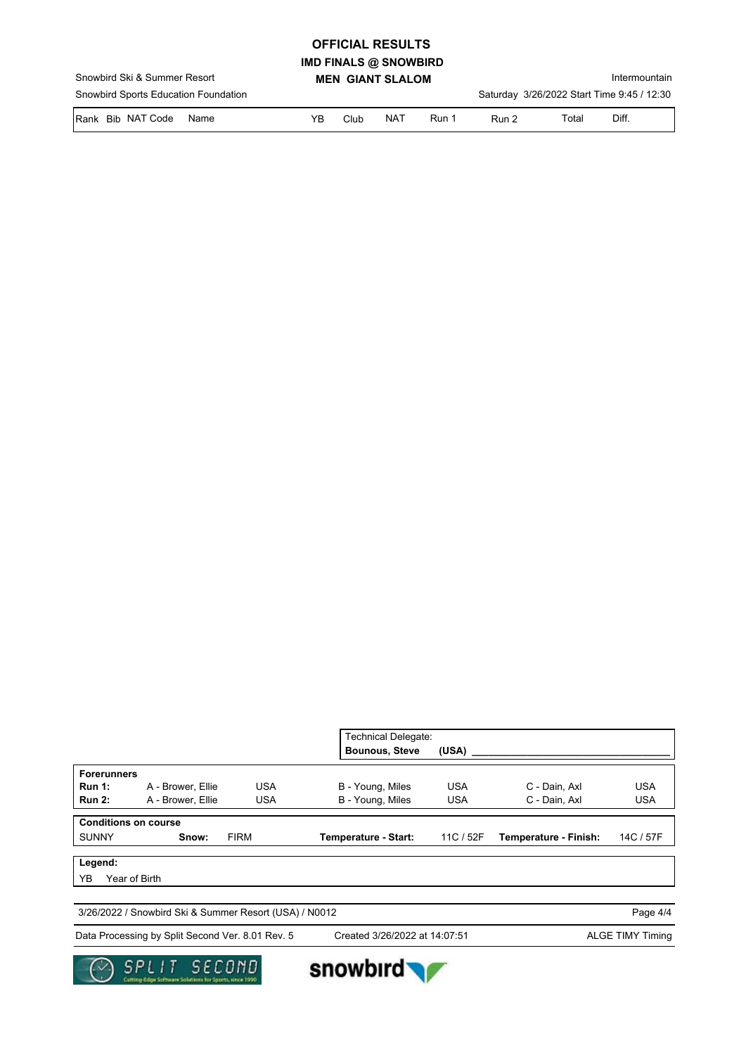# OFFICIAL RESULTS

## IMD FINALS @ SNOWBIRD

### MEN GIANT SLALOM

Snowbird Ski & Summer Resort

Snowbird Sports Education Foundation

Intermountain

Saturday 3/26/2022 Start Time 9:45 / 12:30

| Rank | Bib | NAT Code | Name | YB | Club | NAT | Run 1 | Run 2 | Total | Diff. |
|---|---|---|---|---|---|---|---|---|---|---|

| Technical Delegate: | |
|---|---|
| **Bounous, Steve** | **(USA)** |

| **Forerunners** | | | | | | |
|---|---|---|---|---|---|---|
| **Run 1:** | A - Brower, Ellie | USA | B - Young, Miles | USA | C - Dain, Axl | USA |
| **Run 2:** | A - Brower, Ellie | USA | B - Young, Miles | USA | C - Dain, Axl | USA |

| **Conditions on course** | | | | | | |
|---|---|---|---|---|---|---|
| SUNNY | **Snow:** | FIRM | **Temperature - Start:** | 11C / 52F | **Temperature - Finish:** | 14C / 57F |

**Legend:**

YB Year of Birth

3/26/2022 / Snowbird Ski & Summer Resort (USA) / N0012

Data Processing by Split Second Ver. 8.01 Rev. 5 | Created 3/26/2022 at 14:07:51 | ALGE TIMY Timing